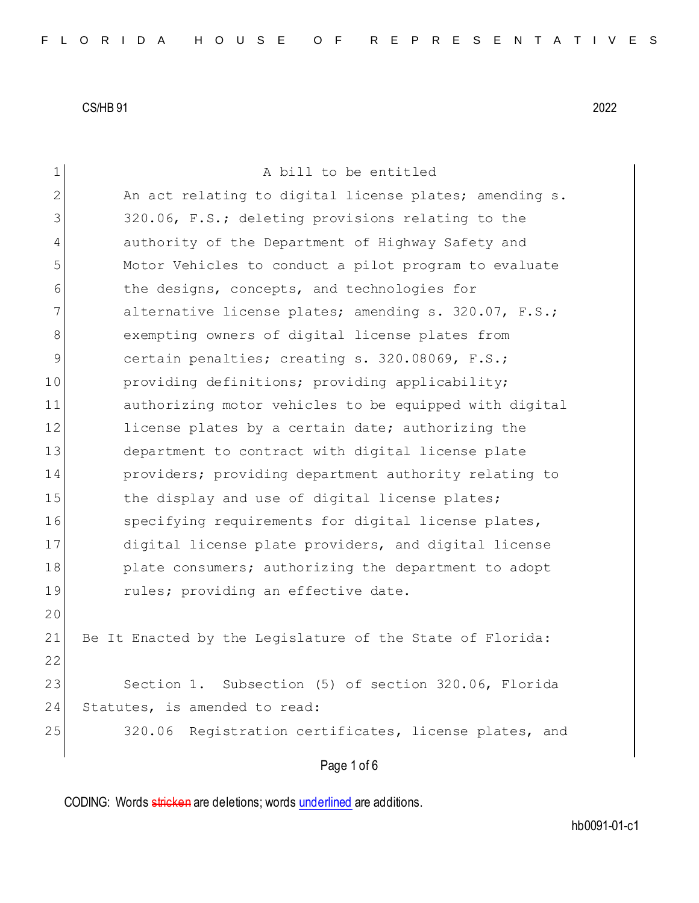CS/HB 91 2022

A bill to be entitled

An act relating to digital license plates; amending s. 320.06, F.S.; deleting provisions relating to the authority of the Department of Highway Safety and Motor Vehicles to conduct a pilot program to evaluate the designs, concepts, and technologies for alternative license plates; amending s. 320.07, F.S.; exempting owners of digital license plates from certain penalties; creating s. 320.08069, F.S.; providing definitions; providing applicability; authorizing motor vehicles to be equipped with digital license plates by a certain date; authorizing the department to contract with digital license plate providers; providing department authority relating to the display and use of digital license plates; specifying requirements for digital license plates, digital license plate providers, and digital license plate consumers; authorizing the department to adopt rules; providing an effective date.

Be It Enacted by the Legislature of the State of Florida:

Section 1. Subsection (5) of section 320.06, Florida Statutes, is amended to read:

320.06 Registration certificates, license plates, and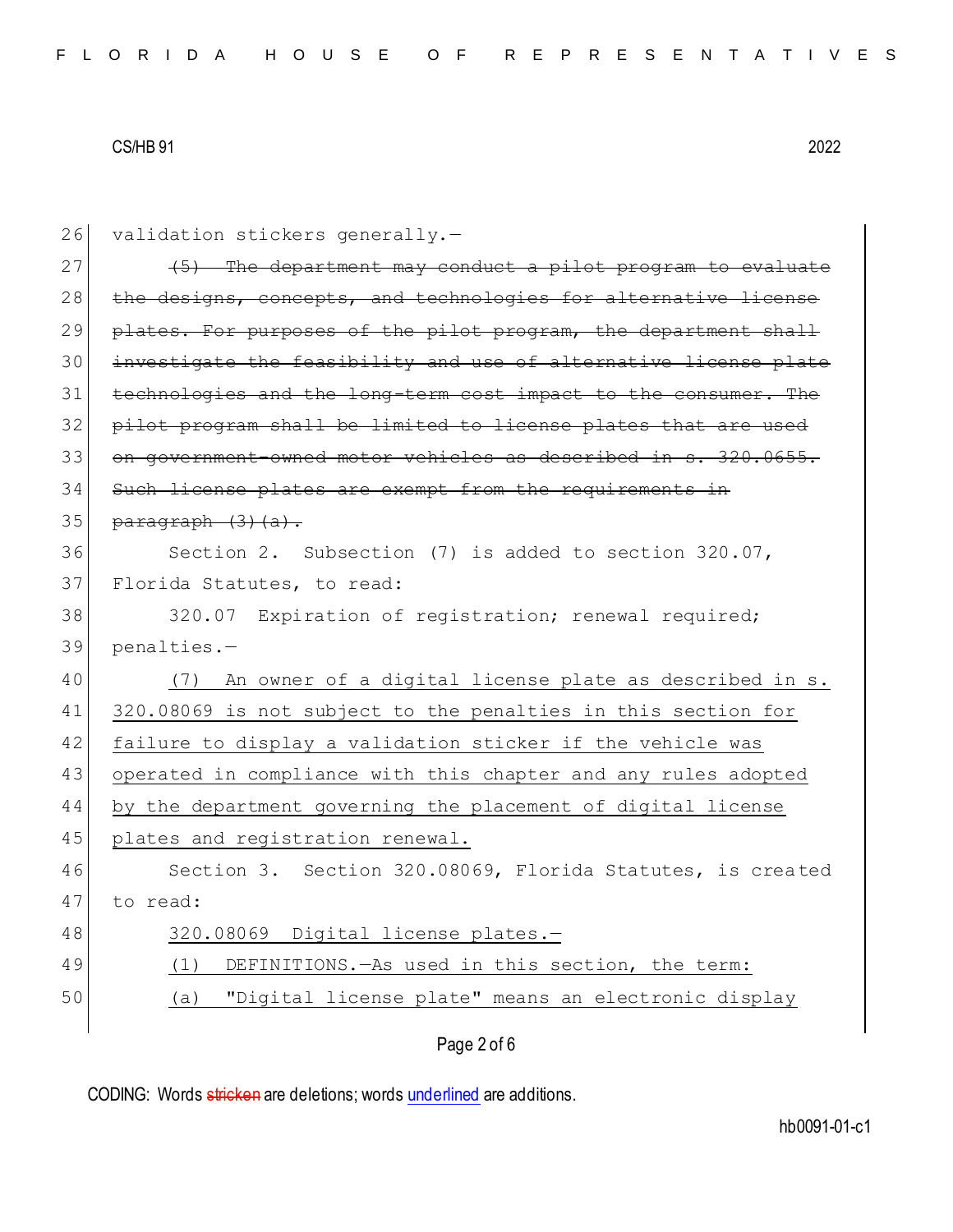validation stickers generally.—

~~(5) The department may conduct a pilot program to evaluate the designs, concepts, and technologies for alternative license plates. For purposes of the pilot program, the department shall investigate the feasibility and use of alternative license plate technologies and the long-term cost impact to the consumer. The pilot program shall be limited to license plates that are used on government-owned motor vehicles as described in s. 320.0655. Such license plates are exempt from the requirements in paragraph (3)(a).~~

Section 2. Subsection (7) is added to section 320.07, Florida Statutes, to read:

320.07 Expiration of registration; renewal required; penalties.—

<u>(7) An owner of a digital license plate as described in s. 320.08069 is not subject to the penalties in this section for failure to display a validation sticker if the vehicle was operated in compliance with this chapter and any rules adopted by the department governing the placement of digital license plates and registration renewal.</u>

Section 3. Section 320.08069, Florida Statutes, is created to read:

<u>320.08069 Digital license plates.—</u>

<u>(1) DEFINITIONS.—As used in this section, the term:</u>

<u>(a) "Digital license plate" means an electronic display</u>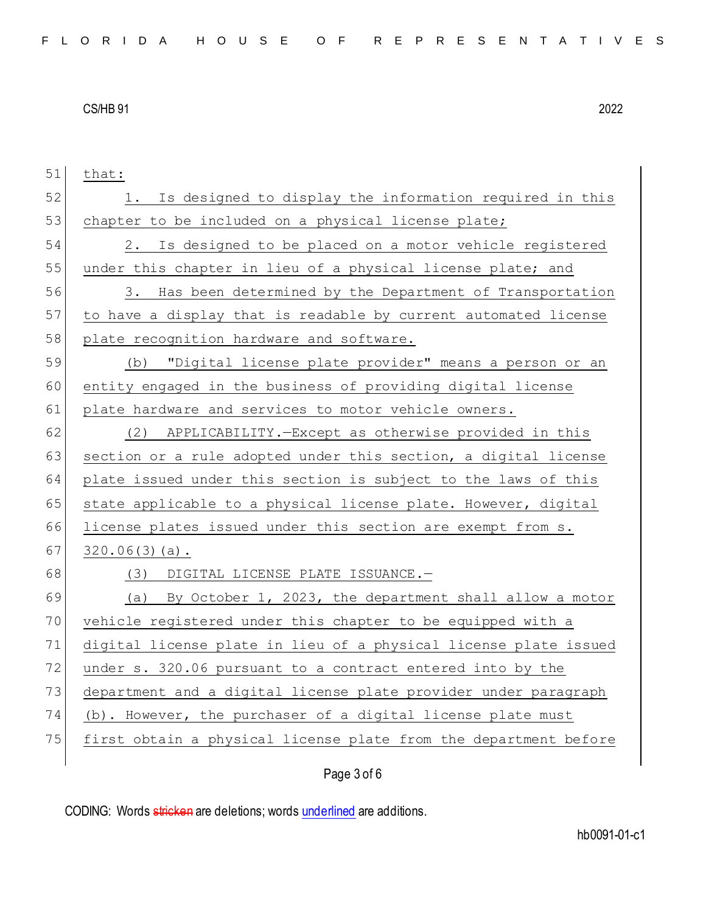that:

1. Is designed to display the information required in this chapter to be included on a physical license plate;

2. Is designed to be placed on a motor vehicle registered under this chapter in lieu of a physical license plate; and

3. Has been determined by the Department of Transportation to have a display that is readable by current automated license plate recognition hardware and software.

(b) "Digital license plate provider" means a person or an entity engaged in the business of providing digital license plate hardware and services to motor vehicle owners.

(2) APPLICABILITY.—Except as otherwise provided in this section or a rule adopted under this section, a digital license plate issued under this section is subject to the laws of this state applicable to a physical license plate. However, digital license plates issued under this section are exempt from s. 320.06(3)(a).

(3) DIGITAL LICENSE PLATE ISSUANCE.—

(a) By October 1, 2023, the department shall allow a motor vehicle registered under this chapter to be equipped with a digital license plate in lieu of a physical license plate issued under s. 320.06 pursuant to a contract entered into by the department and a digital license plate provider under paragraph (b). However, the purchaser of a digital license plate must first obtain a physical license plate from the department before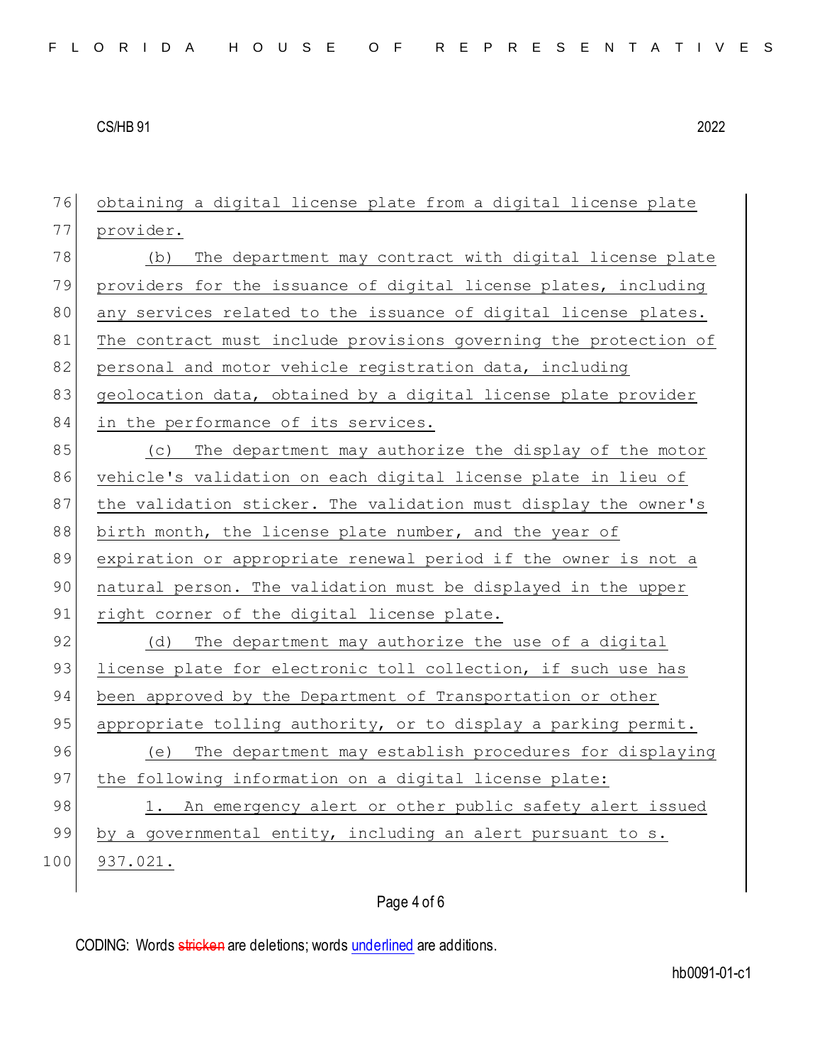obtaining a digital license plate from a digital license plate provider.

(b) The department may contract with digital license plate providers for the issuance of digital license plates, including any services related to the issuance of digital license plates. The contract must include provisions governing the protection of personal and motor vehicle registration data, including geolocation data, obtained by a digital license plate provider in the performance of its services.

(c) The department may authorize the display of the motor vehicle's validation on each digital license plate in lieu of the validation sticker. The validation must display the owner's birth month, the license plate number, and the year of expiration or appropriate renewal period if the owner is not a natural person. The validation must be displayed in the upper right corner of the digital license plate.

(d) The department may authorize the use of a digital license plate for electronic toll collection, if such use has been approved by the Department of Transportation or other appropriate tolling authority, or to display a parking permit.

(e) The department may establish procedures for displaying the following information on a digital license plate:

1. An emergency alert or other public safety alert issued by a governmental entity, including an alert pursuant to s. 937.021.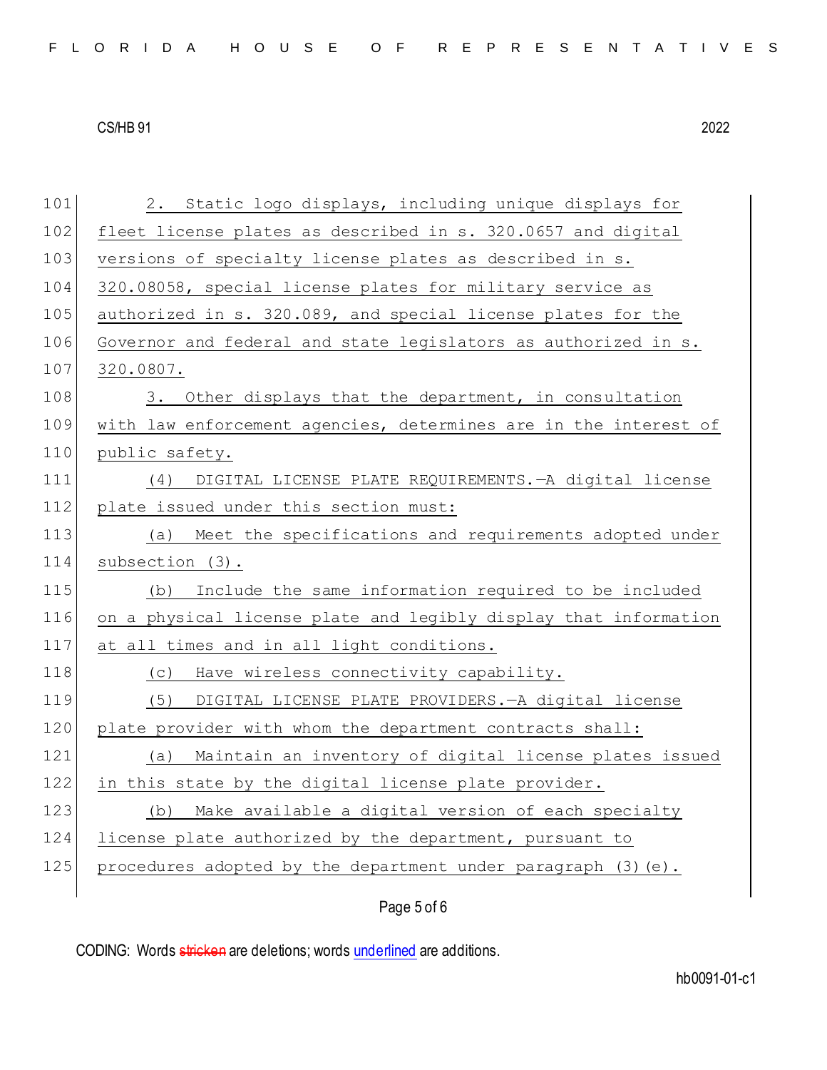2. Static logo displays, including unique displays for fleet license plates as described in s. 320.0657 and digital versions of specialty license plates as described in s. 320.08058, special license plates for military service as authorized in s. 320.089, and special license plates for the Governor and federal and state legislators as authorized in s. 320.0807.

3. Other displays that the department, in consultation with law enforcement agencies, determines are in the interest of public safety.

(4) DIGITAL LICENSE PLATE REQUIREMENTS.—A digital license plate issued under this section must:

(a) Meet the specifications and requirements adopted under subsection (3).

(b) Include the same information required to be included on a physical license plate and legibly display that information at all times and in all light conditions.

(c) Have wireless connectivity capability.

(5) DIGITAL LICENSE PLATE PROVIDERS.—A digital license plate provider with whom the department contracts shall:

(a) Maintain an inventory of digital license plates issued in this state by the digital license plate provider.

(b) Make available a digital version of each specialty license plate authorized by the department, pursuant to procedures adopted by the department under paragraph (3)(e).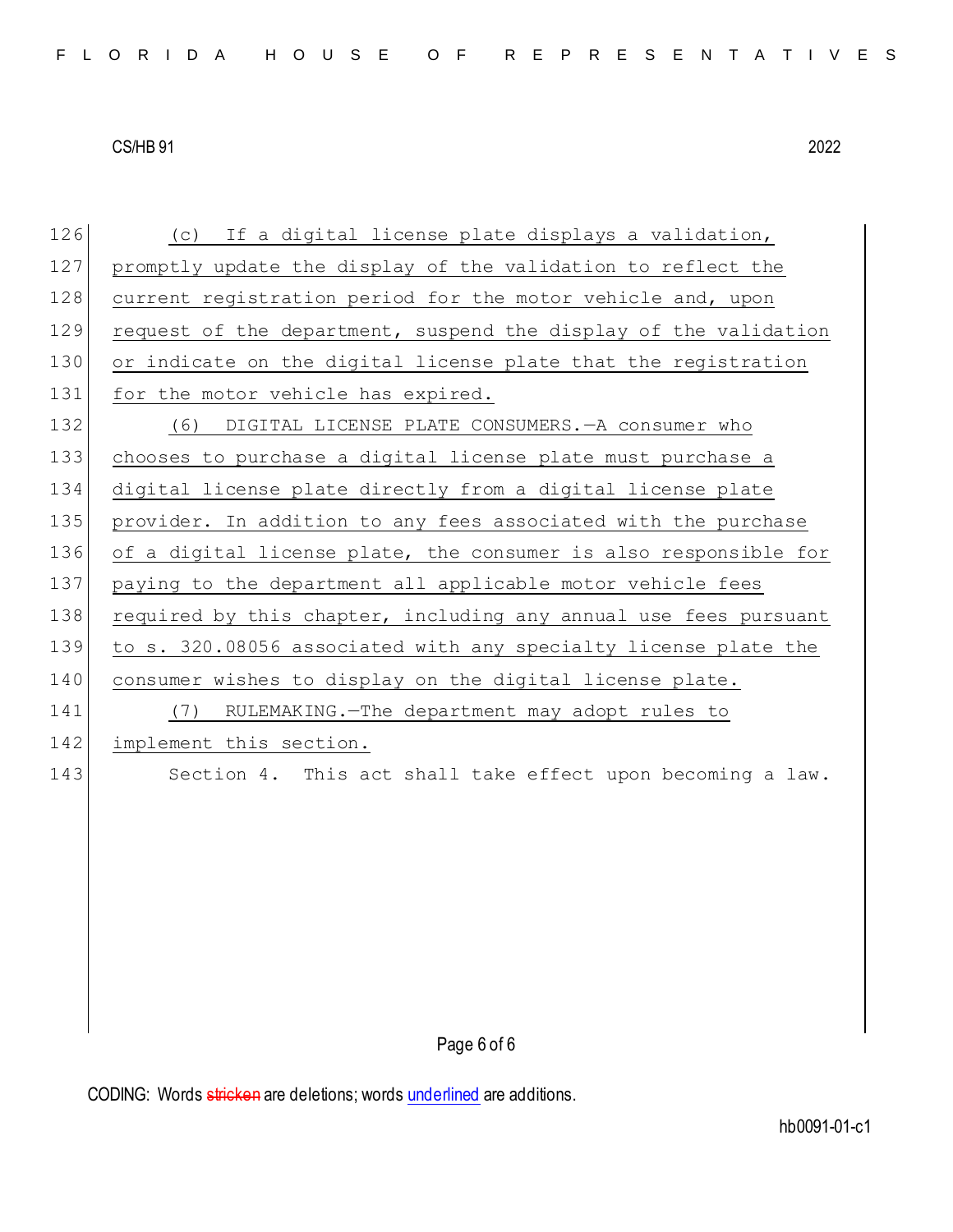(c) If a digital license plate displays a validation, promptly update the display of the validation to reflect the current registration period for the motor vehicle and, upon request of the department, suspend the display of the validation or indicate on the digital license plate that the registration for the motor vehicle has expired.

(6) DIGITAL LICENSE PLATE CONSUMERS.—A consumer who chooses to purchase a digital license plate must purchase a digital license plate directly from a digital license plate provider. In addition to any fees associated with the purchase of a digital license plate, the consumer is also responsible for paying to the department all applicable motor vehicle fees required by this chapter, including any annual use fees pursuant to s. 320.08056 associated with any specialty license plate the consumer wishes to display on the digital license plate.

(7) RULEMAKING.—The department may adopt rules to implement this section.

Section 4. This act shall take effect upon becoming a law.